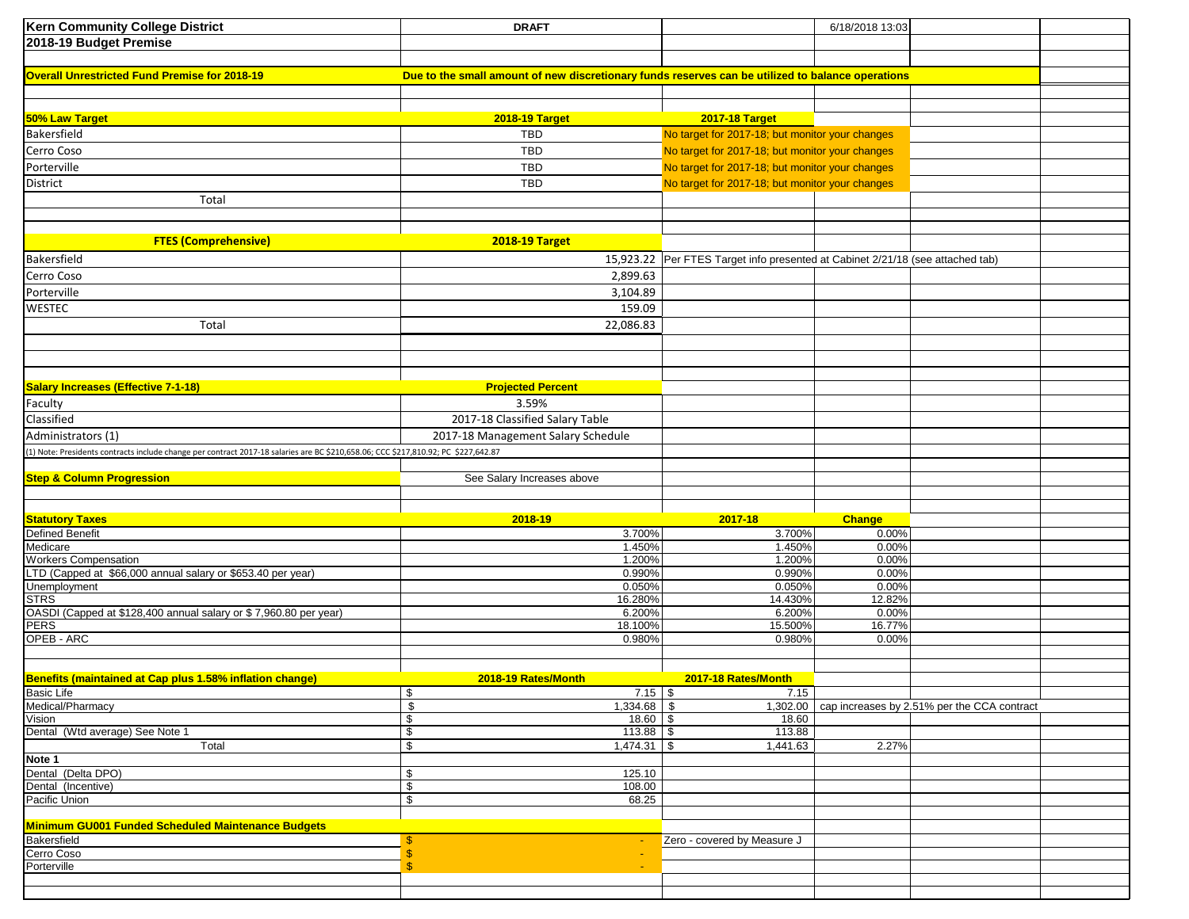| Kern Community College District | DRAFT | | 6/18/2018 13:03 | | |
|---|---|---|---|---|---|
| **2018-19 Budget Premise** | | | | | |
| | | | | | |
| **Overall Unrestricted Fund Premise for 2018-19** | **Due to the small amount of new discretionary funds reserves can be utilized to balance operations** | | | | |
| | | | | | |
| | | | | | |
| **50% Law Target** | **2018-19 Target** | **2017-18 Target** | | | |
| Bakersfield | TBD | No target for 2017-18; but monitor your changes | | | |
| Cerro Coso | TBD | No target for 2017-18; but monitor your changes | | | |
| Porterville | TBD | No target for 2017-18; but monitor your changes | | | |
| District | TBD | No target for 2017-18; but monitor your changes | | | |
| Total | | | | | |
| | | | | | |
| | | | | | |
| **FTES (Comprehensive)** | **2018-19 Target** | | | | |
| Bakersfield | 15,923.22 | Per FTES Target info presented at Cabinet 2/21/18 (see attached tab) | | | |
| Cerro Coso | 2,899.63 | | | | |
| Porterville | 3,104.89 | | | | |
| WESTEC | 159.09 | | | | |
| Total | 22,086.83 | | | | |
| | | | | | |
| | | | | | |
| | | | | | |
| **Salary Increases (Effective 7-1-18)** | **Projected Percent** | | | | |
| Faculty | 3.59% | | | | |
| Classified | 2017-18 Classified Salary Table | | | | |
| Administrators (1) | 2017-18 Management Salary Schedule | | | | |
| (1) Note: Presidents contracts include change per contract 2017-18 salaries are BC $210,658.06; CCC $217,810.92; PC $227,642.87 | | | | | |
| | | | | | |
| **Step & Column Progression** | See Salary Increases above | | | | |
| | | | | | |
| | | | | | |
| **Statutory Taxes** | **2018-19** | **2017-18** | **Change** | | |
| Defined Benefit | 3.700% | 3.700% | 0.00% | | |
| Medicare | 1.450% | 1.450% | 0.00% | | |
| Workers Compensation | 1.200% | 1.200% | 0.00% | | |
| LTD (Capped at $66,000 annual salary or $653.40 per year) | 0.990% | 0.990% | 0.00% | | |
| Unemployment | 0.050% | 0.050% | 0.00% | | |
| STRS | 16.280% | 14.430% | 12.82% | | |
| OASDI (Capped at $128,400 annual salary or $ 7,960.80 per year) | 6.200% | 6.200% | 0.00% | | |
| PERS | 18.100% | 15.500% | 16.77% | | |
| OPEB - ARC | 0.980% | 0.980% | 0.00% | | |
| | | | | | |
| | | | | | |
| **Benefits (maintained at Cap plus 1.58% inflation change)** | **2018-19 Rates/Month** | **2017-18 Rates/Month** | | | |
| Basic Life | $ 7.15 | $ 7.15 | | | |
| Medical/Pharmacy | $ 1,334.68 | $ 1,302.00 | cap increases by 2.51% per the CCA contract | | |
| Vision | $ 18.60 | $ 18.60 | | | |
| Dental (Wtd average) See Note 1 | $ 113.88 | $ 113.88 | | | |
| Total | $ 1,474.31 | $ 1,441.63 | 2.27% | | |
| **Note 1** | | | | | |
| Dental (Delta DPO) | $ 125.10 | | | | |
| Dental (Incentive) | $ 108.00 | | | | |
| Pacific Union | $ 68.25 | | | | |
| | | | | | |
| **Minimum GU001 Funded Scheduled Maintenance Budgets** | | | | | |
| Bakersfield | $ - | Zero - covered by Measure J | | | |
| Cerro Coso | $ - | | | | |
| Porterville | $ - | | | | |
| | | | | | |
| | | | | | |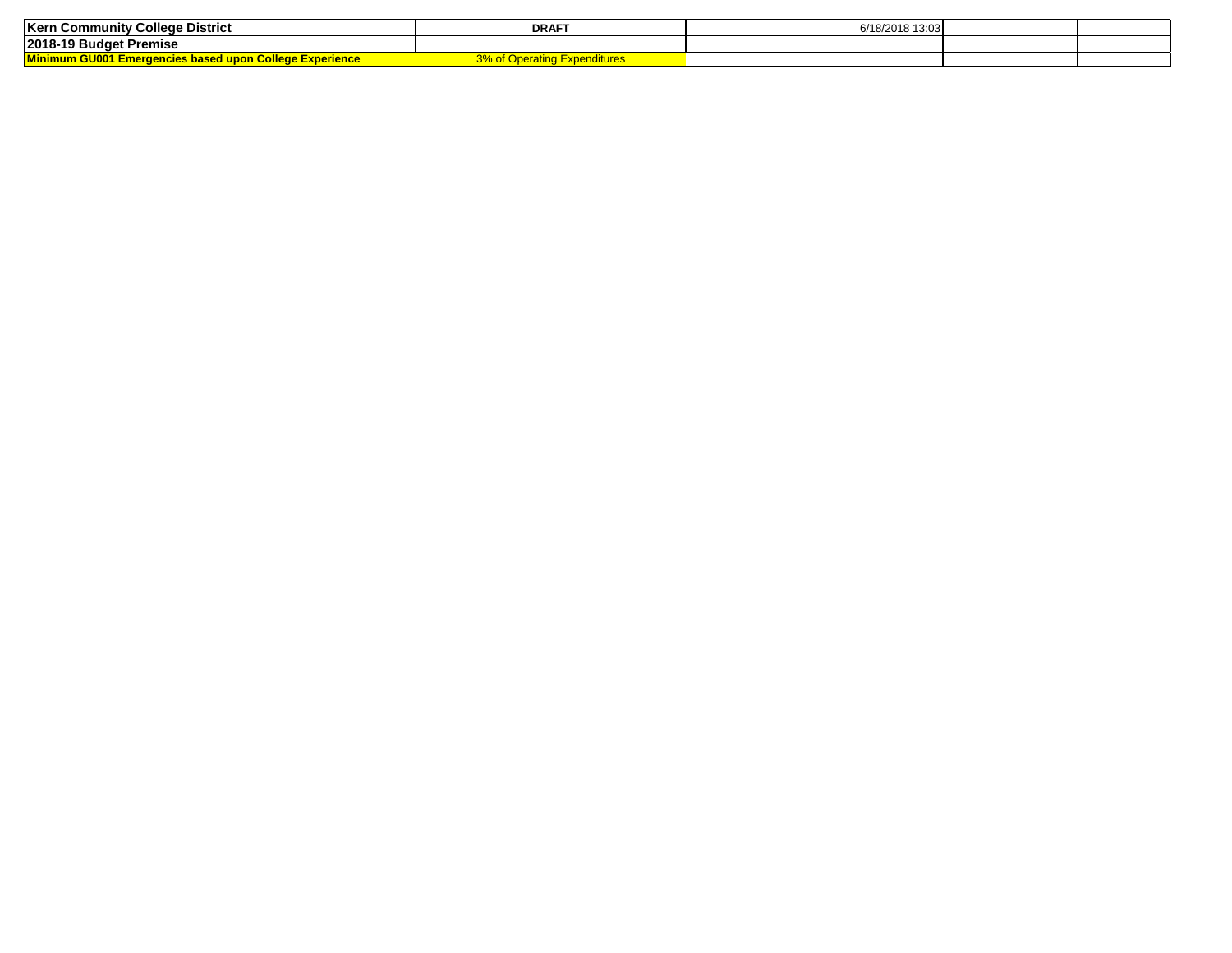| Kern Community College District | DRAFT | | 6/18/2018 13:03 | | |
|---|---|---|---|---|---|
| 2018-19 Budget Premise | | | | | |
| Minimum GU001 Emergencies based upon College Experience | 3% of Operating Expenditures | | | | |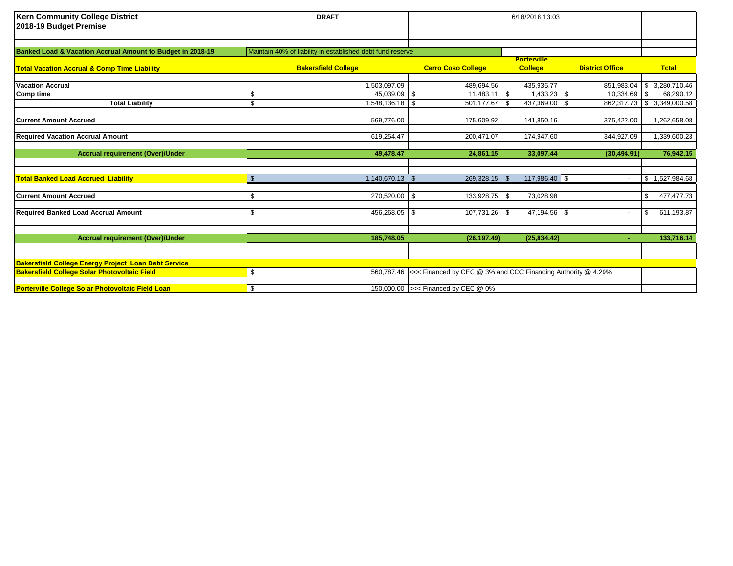| Kern Community College District | DRAFT | | 6/18/2018 13:03 | | |
|---|---|---|---|---|---|
| 2018-19 Budget Premise | | | | | |
| | | | | | |
| Banked Load & Vacation Accrual Amount to Budget in 2018-19 | Maintain 40% of liability in established debt fund reserve | | | | |
| Total Vacation Accrual & Comp Time Liability | Bakersfield College | Cerro Coso College | Porterville College | District Office | Total |
| Vacation Accrual | 1,503,097.09 | 489,694.56 | 435,935.77 | 851,983.04 | $ 3,280,710.46 |
| Comp time | $ 45,039.09 | $ 11,483.11 | $ 1,433.23 | $ 10,334.69 | $ 68,290.12 |
| Total Liability | $ 1,548,136.18 | $ 501,177.67 | $ 437,369.00 | $ 862,317.73 | $ 3,349,000.58 |
| Current Amount Accrued | 569,776.00 | 175,609.92 | 141,850.16 | 375,422.00 | 1,262,658.08 |
| Required Vacation Accrual Amount | 619,254.47 | 200,471.07 | 174,947.60 | 344,927.09 | 1,339,600.23 |
| Accrual requirement (Over)/Under | 49,478.47 | 24,861.15 | 33,097.44 | (30,494.91) | 76,942.15 |
| | | | | | |
| Total Banked Load Accrued Liability | $ 1,140,670.13 | $ 269,328.15 | $ 117,986.40 | $ - | $ 1,527,984.68 |
| Current Amount Accrued | $ 270,520.00 | $ 133,928.75 | $ 73,028.98 | | $ 477,477.73 |
| Required Banked Load Accrual Amount | $ 456,268.05 | $ 107,731.26 | $ 47,194.56 | $ - | $ 611,193.87 |
| Accrual requirement (Over)/Under | 185,748.05 | (26,197.49) | (25,834.42) | - | 133,716.14 |
| | | | | | |
| Bakersfield College Energy Project Loan Debt Service | | | | | |
| Bakersfield College Solar Photovoltaic Field | $ 560,787.46 | <<< Financed by CEC @ 3% and CCC Financing Authority @ 4.29% | | | |
| Porterville College Solar Photovoltaic Field Loan | $ 150,000.00 | <<< Financed by CEC @ 0% | | | |